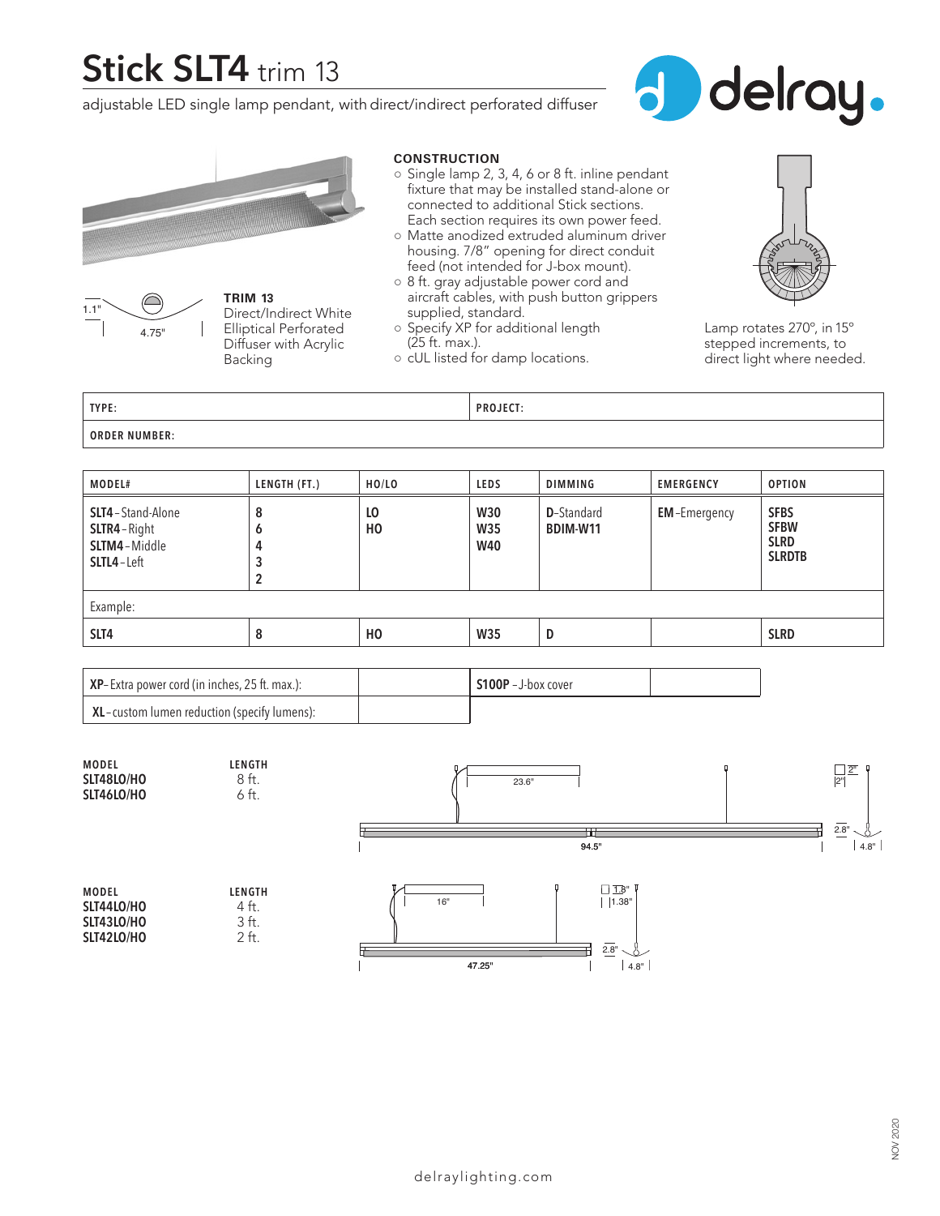# Stick SLT4 trim 13

adjustable LED single lamp pendant, with direct/indirect perforated diffuser

delray.

1.1"

4.75"

**TRIM 13**
Direct/Indirect White Elliptical Perforated Diffuser with Acrylic Backing

**CONSTRUCTION**

- Single lamp 2, 3, 4, 6 or 8 ft. inline pendant fixture that may be installed stand-alone or connected to additional Stick sections. Each section requires its own power feed.
- Matte anodized extruded aluminum driver housing. 7/8" opening for direct conduit feed (not intended for J-box mount).
- 8 ft. gray adjustable power cord and aircraft cables, with push button grippers supplied, standard.
- Specify XP for additional length (25 ft. max.).
- cUL listed for damp locations.

Lamp rotates 270°, in 15° stepped increments, to direct light where needed.

| TYPE: | PROJECT: |
|---|---|
| ORDER NUMBER: | |

| MODEL# | LENGTH (FT.) | HO/LO | LEDS | DIMMING | EMERGENCY | OPTION |
|---|---|---|---|---|---|---|
| **SLT4** - Stand-Alone<br>**SLTR4** - Right<br>**SLTM4** - Middle<br>**SLTL4** - Left | **8**<br>**6**<br>**4**<br>**3**<br>**2** | **LO**<br>**HO** | **W30**<br>**W35**<br>**W40** | **D**-Standard<br>**BDIM-W11** | **EM**-Emergency | **SFBS**<br>**SFBW**<br>**SLRD**<br>**SLRDTB** |
| Example: | | | | | | |
| **SLT4** | **8** | **HO** | **W35** | **D** | | **SLRD** |

| | | | |
|---|---|---|---|
| **XP**- Extra power cord (in inches, 25 ft. max.): | | **S100P** - J-box cover | |
| **XL** - custom lumen reduction (specify lumens): | | | |

| MODEL | LENGTH |
|---|---|
| **SLT48LO/HO** | 8 ft. |
| **SLT46LO/HO** | 6 ft. |

23.6"
94.5"
2"
2"
2.8"
4.8"

| MODEL | LENGTH |
|---|---|
| **SLT44LO/HO** | 4 ft. |
| **SLT43LO/HO** | 3 ft. |
| **SLT42LO/HO** | 2 ft. |

16"
47.25"
1.8"
1.38"
2.8"
4.8"

delraylighting.com

NOV 2020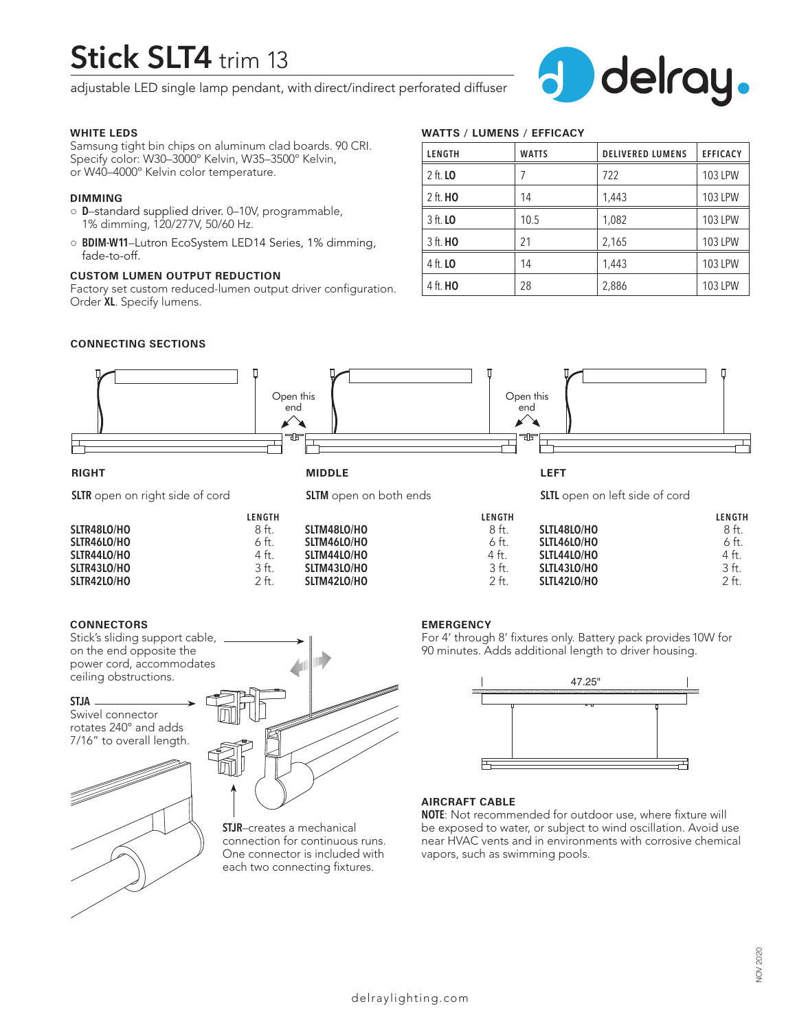# Stick SLT4 trim 13

adjustable LED single lamp pendant, with direct/indirect perforated diffuser

### WHITE LEDS

Samsung tight bin chips on aluminum clad boards. 90 CRI. Specify color: W30–3000° Kelvin, W35–3500° Kelvin, or W40–4000° Kelvin color temperature.

### DIMMING

- **D**–standard supplied driver. 0–10V, programmable, 1% dimming, 120/277V, 50/60 Hz.
- **BDIM-W11**–Lutron EcoSystem LED14 Series, 1% dimming, fade-to-off.

### CUSTOM LUMEN OUTPUT REDUCTION

Factory set custom reduced-lumen output driver configuration. Order **XL**. Specify lumens.

### WATTS / LUMENS / EFFICACY

| LENGTH | WATTS | DELIVERED LUMENS | EFFICACY |
|---|---|---|---|
| 2 ft. **LO** | 7 | 722 | 103 LPW |
| 2 ft. **HO** | 14 | 1,443 | 103 LPW |
| 3 ft. **LO** | 10.5 | 1,082 | 103 LPW |
| 3 ft. **HO** | 21 | 2,165 | 103 LPW |
| 4 ft. **LO** | 14 | 1,443 | 103 LPW |
| 4 ft. **HO** | 28 | 2,886 | 103 LPW |

### CONNECTING SECTIONS

Open this end

Open this end

**RIGHT**

**SLTR** open on right side of cord

| | LENGTH |
|---|---|
| **SLTR48LO/HO** | 8 ft. |
| **SLTR46LO/HO** | 6 ft. |
| **SLTR44LO/HO** | 4 ft. |
| **SLTR43LO/HO** | 3 ft. |
| **SLTR42LO/HO** | 2 ft. |

**MIDDLE**

**SLTM** open on both ends

| | LENGTH |
|---|---|
| **SLTM48LO/HO** | 8 ft. |
| **SLTM46LO/HO** | 6 ft. |
| **SLTM44LO/HO** | 4 ft. |
| **SLTM43LO/HO** | 3 ft. |
| **SLTM42LO/HO** | 2 ft. |

**LEFT**

**SLTL** open on left side of cord

| | LENGTH |
|---|---|
| **SLTL48LO/HO** | 8 ft. |
| **SLTL46LO/HO** | 6 ft. |
| **SLTL44LO/HO** | 4 ft. |
| **SLTL43LO/HO** | 3 ft. |
| **SLTL42LO/HO** | 2 ft. |

### CONNECTORS

Stick's sliding support cable, on the end opposite the power cord, accommodates ceiling obstructions.

**STJA**
Swivel connector rotates 240° and adds 7/16" to overall length.

**STJR**–creates a mechanical connection for continuous runs. One connector is included with each two connecting fixtures.

### EMERGENCY

For 4' through 8' fixtures only. Battery pack provides 10W for 90 minutes. Adds additional length to driver housing.

47.25"

### AIRCRAFT CABLE

**NOTE**: Not recommended for outdoor use, where fixture will be exposed to water, or subject to wind oscillation. Avoid use near HVAC vents and in environments with corrosive chemical vapors, such as swimming pools.

NOV 2020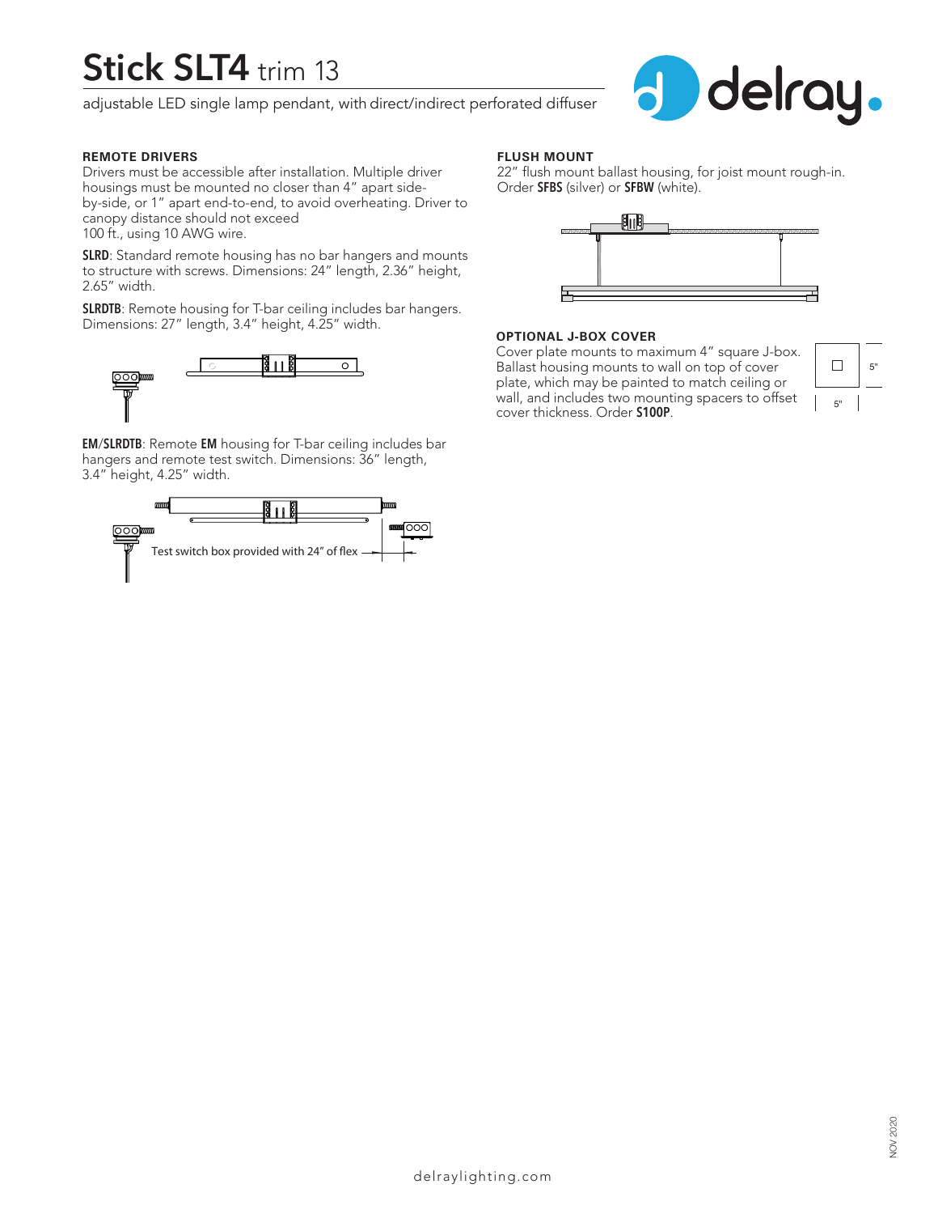# Stick SLT4 trim 13

adjustable LED single lamp pendant, with direct/indirect perforated diffuser

### REMOTE DRIVERS

Drivers must be accessible after installation. Multiple driver housings must be mounted no closer than 4" apart side-by-side, or 1" apart end-to-end, to avoid overheating. Driver to canopy distance should not exceed 100 ft., using 10 AWG wire.

**SLRD**: Standard remote housing has no bar hangers and mounts to structure with screws. Dimensions: 24" length, 2.36" height, 2.65" width.

**SLRDTB**: Remote housing for T-bar ceiling includes bar hangers. Dimensions: 27" length, 3.4" height, 4.25" width.

**EM**/**SLRDTB**: Remote **EM** housing for T-bar ceiling includes bar hangers and remote test switch. Dimensions: 36" length, 3.4" height, 4.25" width.

Test switch box provided with 24" of flex

### FLUSH MOUNT

22" flush mount ballast housing, for joist mount rough-in. Order **SFBS** (silver) or **SFBW** (white).

### OPTIONAL J-BOX COVER

Cover plate mounts to maximum 4" square J-box. Ballast housing mounts to wall on top of cover plate, which may be painted to match ceiling or wall, and includes two mounting spacers to offset cover thickness. Order **S100P**.

5"

5"